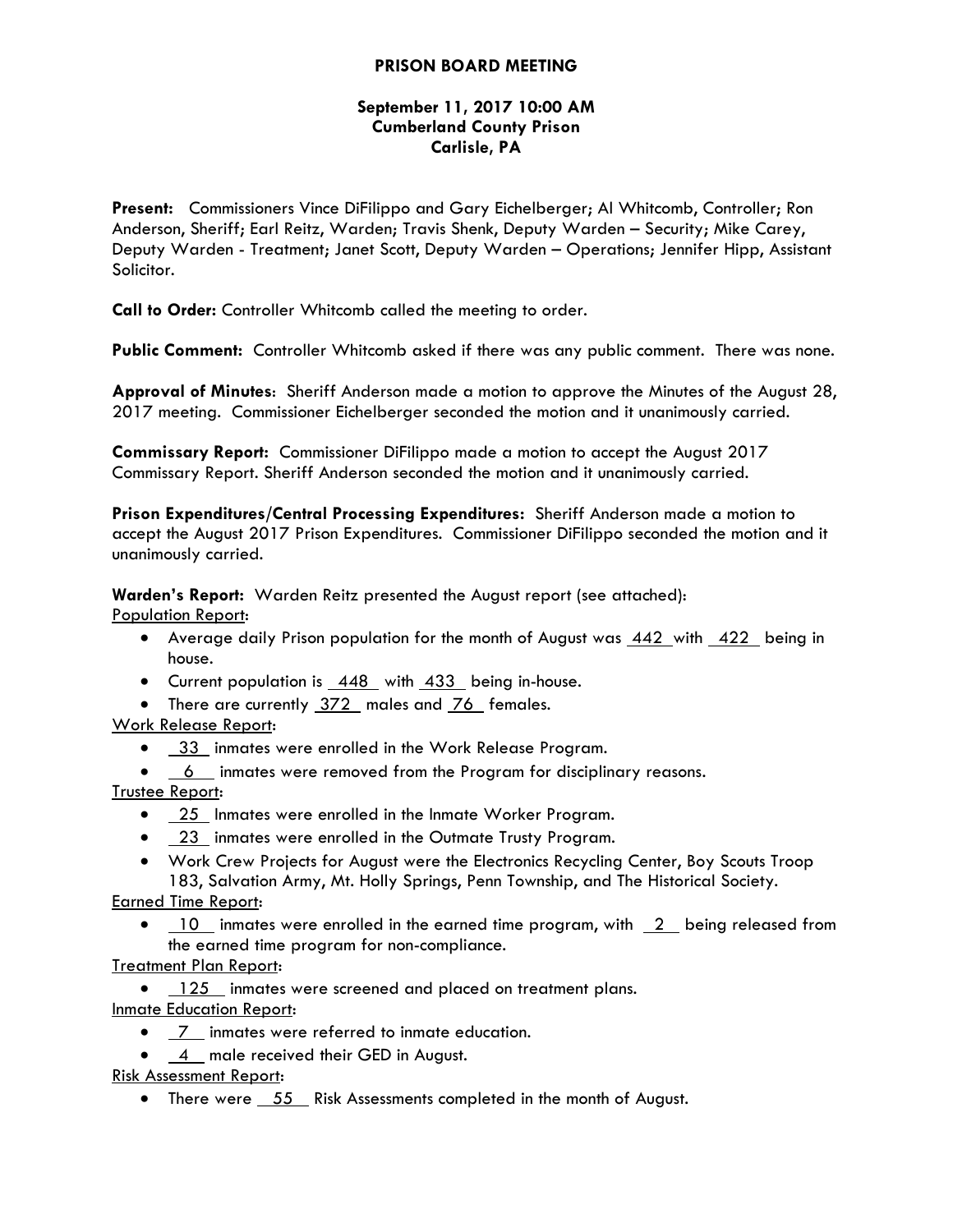# PRISON BOARD MEETING

**September 11, 2017 10:00 AM**
**Cumberland County Prison**
**Carlisle, PA**

**Present:** Commissioners Vince DiFilippo and Gary Eichelberger; Al Whitcomb, Controller; Ron Anderson, Sheriff; Earl Reitz, Warden; Travis Shenk, Deputy Warden – Security; Mike Carey, Deputy Warden - Treatment; Janet Scott, Deputy Warden – Operations; Jennifer Hipp, Assistant Solicitor.

**Call to Order:** Controller Whitcomb called the meeting to order.

**Public Comment:** Controller Whitcomb asked if there was any public comment. There was none.

**Approval of Minutes**: Sheriff Anderson made a motion to approve the Minutes of the August 28, 2017 meeting. Commissioner Eichelberger seconded the motion and it unanimously carried.

**Commissary Report:** Commissioner DiFilippo made a motion to accept the August 2017 Commissary Report. Sheriff Anderson seconded the motion and it unanimously carried.

**Prison Expenditures/Central Processing Expenditures:** Sheriff Anderson made a motion to accept the August 2017 Prison Expenditures. Commissioner DiFilippo seconded the motion and it unanimously carried.

**Warden's Report:** Warden Reitz presented the August report (see attached):

Population Report:

- Average daily Prison population for the month of August was 442 with 422 being in house.
- Current population is 448 with 433 being in-house.
- There are currently 372 males and 76 females.

Work Release Report:

- 33 inmates were enrolled in the Work Release Program.
- 6 inmates were removed from the Program for disciplinary reasons.

Trustee Report:

- 25 Inmates were enrolled in the Inmate Worker Program.
- 23 inmates were enrolled in the Outmate Trusty Program.
- Work Crew Projects for August were the Electronics Recycling Center, Boy Scouts Troop 183, Salvation Army, Mt. Holly Springs, Penn Township, and The Historical Society.

Earned Time Report:

- 10 inmates were enrolled in the earned time program, with 2 being released from the earned time program for non-compliance.

Treatment Plan Report:

- 125 inmates were screened and placed on treatment plans.

Inmate Education Report:

- 7 inmates were referred to inmate education.
- 4 male received their GED in August.

Risk Assessment Report:

- There were 55 Risk Assessments completed in the month of August.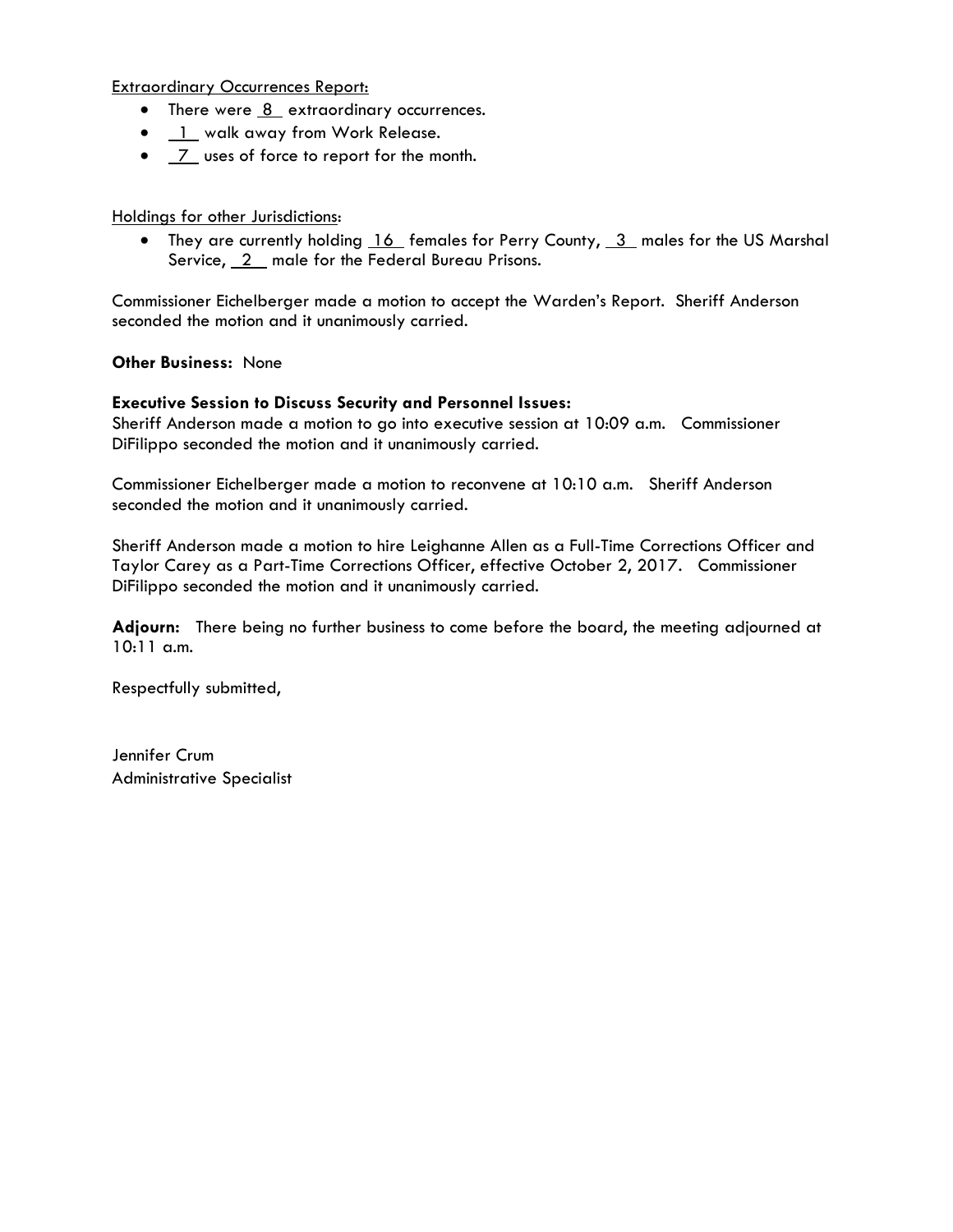Extraordinary Occurrences Report:

- There were 8 extraordinary occurrences.
- 1 walk away from Work Release.
- 7 uses of force to report for the month.

Holdings for other Jurisdictions:

- They are currently holding 16 females for Perry County, 3 males for the US Marshal Service, 2 male for the Federal Bureau Prisons.

Commissioner Eichelberger made a motion to accept the Warden's Report. Sheriff Anderson seconded the motion and it unanimously carried.

**Other Business:** None

**Executive Session to Discuss Security and Personnel Issues:**
Sheriff Anderson made a motion to go into executive session at 10:09 a.m. Commissioner DiFilippo seconded the motion and it unanimously carried.

Commissioner Eichelberger made a motion to reconvene at 10:10 a.m. Sheriff Anderson seconded the motion and it unanimously carried.

Sheriff Anderson made a motion to hire Leighanne Allen as a Full-Time Corrections Officer and Taylor Carey as a Part-Time Corrections Officer, effective October 2, 2017. Commissioner DiFilippo seconded the motion and it unanimously carried.

**Adjourn:** There being no further business to come before the board, the meeting adjourned at 10:11 a.m.

Respectfully submitted,

Jennifer Crum
Administrative Specialist